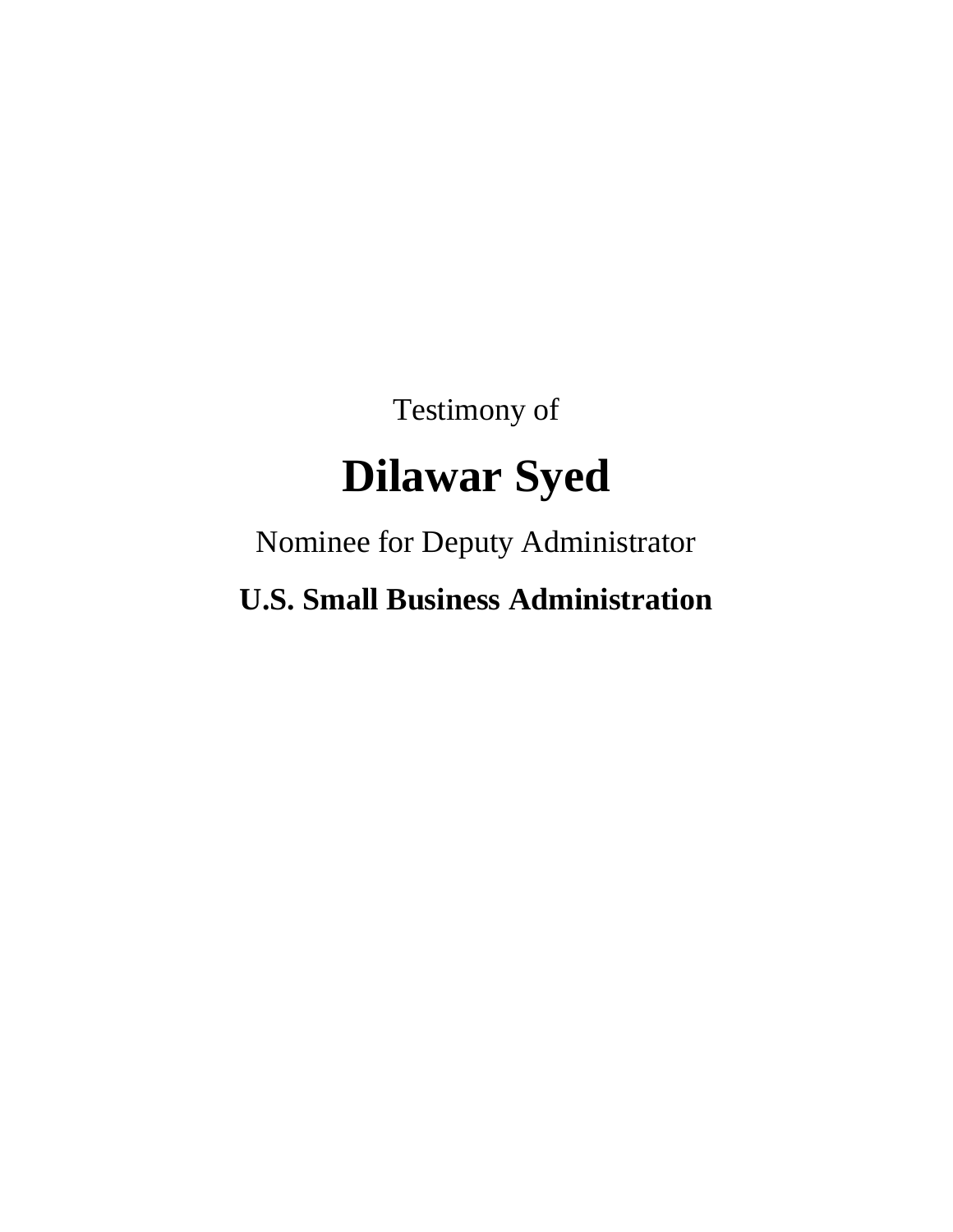Testimony of

# Dilawar Syed

Nominee for Deputy Administrator

**U.S. Small Business Administration**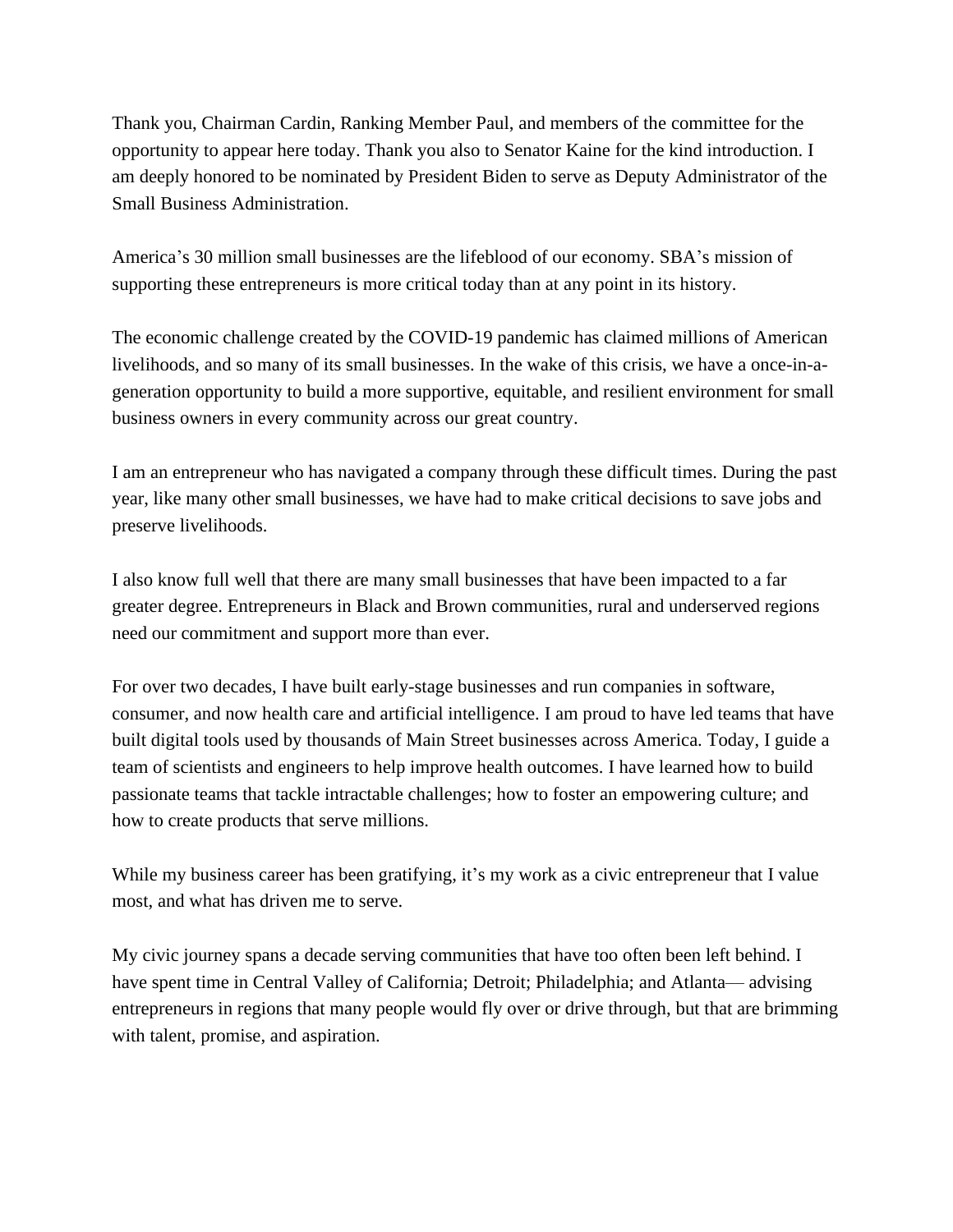Thank you, Chairman Cardin, Ranking Member Paul, and members of the committee for the opportunity to appear here today. Thank you also to Senator Kaine for the kind introduction. I am deeply honored to be nominated by President Biden to serve as Deputy Administrator of the Small Business Administration.

America's 30 million small businesses are the lifeblood of our economy. SBA's mission of supporting these entrepreneurs is more critical today than at any point in its history.

The economic challenge created by the COVID-19 pandemic has claimed millions of American livelihoods, and so many of its small businesses. In the wake of this crisis, we have a once-in-a-generation opportunity to build a more supportive, equitable, and resilient environment for small business owners in every community across our great country.

I am an entrepreneur who has navigated a company through these difficult times. During the past year, like many other small businesses, we have had to make critical decisions to save jobs and preserve livelihoods.

I also know full well that there are many small businesses that have been impacted to a far greater degree. Entrepreneurs in Black and Brown communities, rural and underserved regions need our commitment and support more than ever.

For over two decades, I have built early-stage businesses and run companies in software, consumer, and now health care and artificial intelligence. I am proud to have led teams that have built digital tools used by thousands of Main Street businesses across America. Today, I guide a team of scientists and engineers to help improve health outcomes. I have learned how to build passionate teams that tackle intractable challenges; how to foster an empowering culture; and how to create products that serve millions.

While my business career has been gratifying, it's my work as a civic entrepreneur that I value most, and what has driven me to serve.

My civic journey spans a decade serving communities that have too often been left behind. I have spent time in Central Valley of California; Detroit; Philadelphia; and Atlanta— advising entrepreneurs in regions that many people would fly over or drive through, but that are brimming with talent, promise, and aspiration.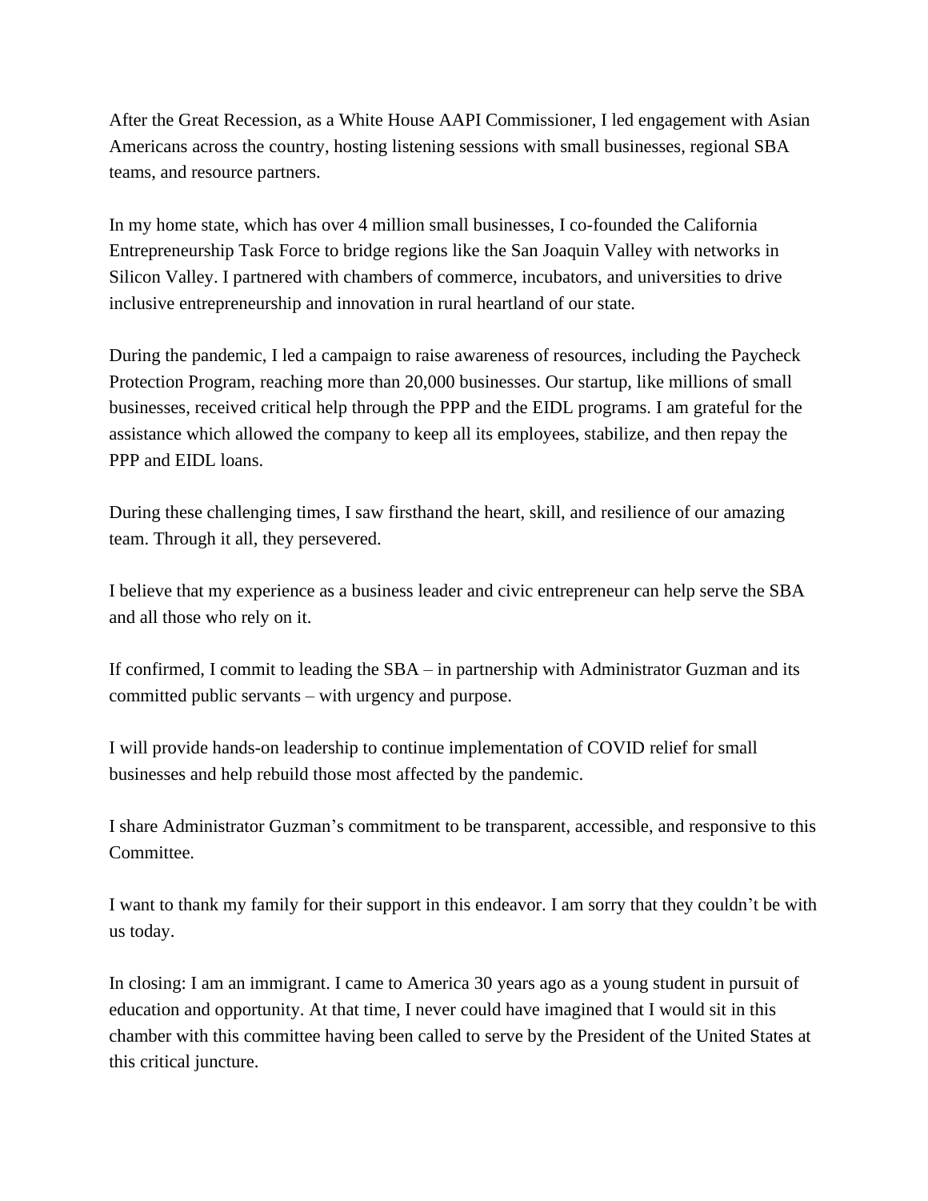After the Great Recession, as a White House AAPI Commissioner, I led engagement with Asian Americans across the country, hosting listening sessions with small businesses, regional SBA teams, and resource partners.

In my home state, which has over 4 million small businesses, I co-founded the California Entrepreneurship Task Force to bridge regions like the San Joaquin Valley with networks in Silicon Valley. I partnered with chambers of commerce, incubators, and universities to drive inclusive entrepreneurship and innovation in rural heartland of our state.

During the pandemic, I led a campaign to raise awareness of resources, including the Paycheck Protection Program, reaching more than 20,000 businesses. Our startup, like millions of small businesses, received critical help through the PPP and the EIDL programs. I am grateful for the assistance which allowed the company to keep all its employees, stabilize, and then repay the PPP and EIDL loans.

During these challenging times, I saw firsthand the heart, skill, and resilience of our amazing team. Through it all, they persevered.

I believe that my experience as a business leader and civic entrepreneur can help serve the SBA and all those who rely on it.

If confirmed, I commit to leading the SBA – in partnership with Administrator Guzman and its committed public servants – with urgency and purpose.

I will provide hands-on leadership to continue implementation of COVID relief for small businesses and help rebuild those most affected by the pandemic.

I share Administrator Guzman's commitment to be transparent, accessible, and responsive to this Committee.

I want to thank my family for their support in this endeavor. I am sorry that they couldn't be with us today.

In closing: I am an immigrant. I came to America 30 years ago as a young student in pursuit of education and opportunity. At that time, I never could have imagined that I would sit in this chamber with this committee having been called to serve by the President of the United States at this critical juncture.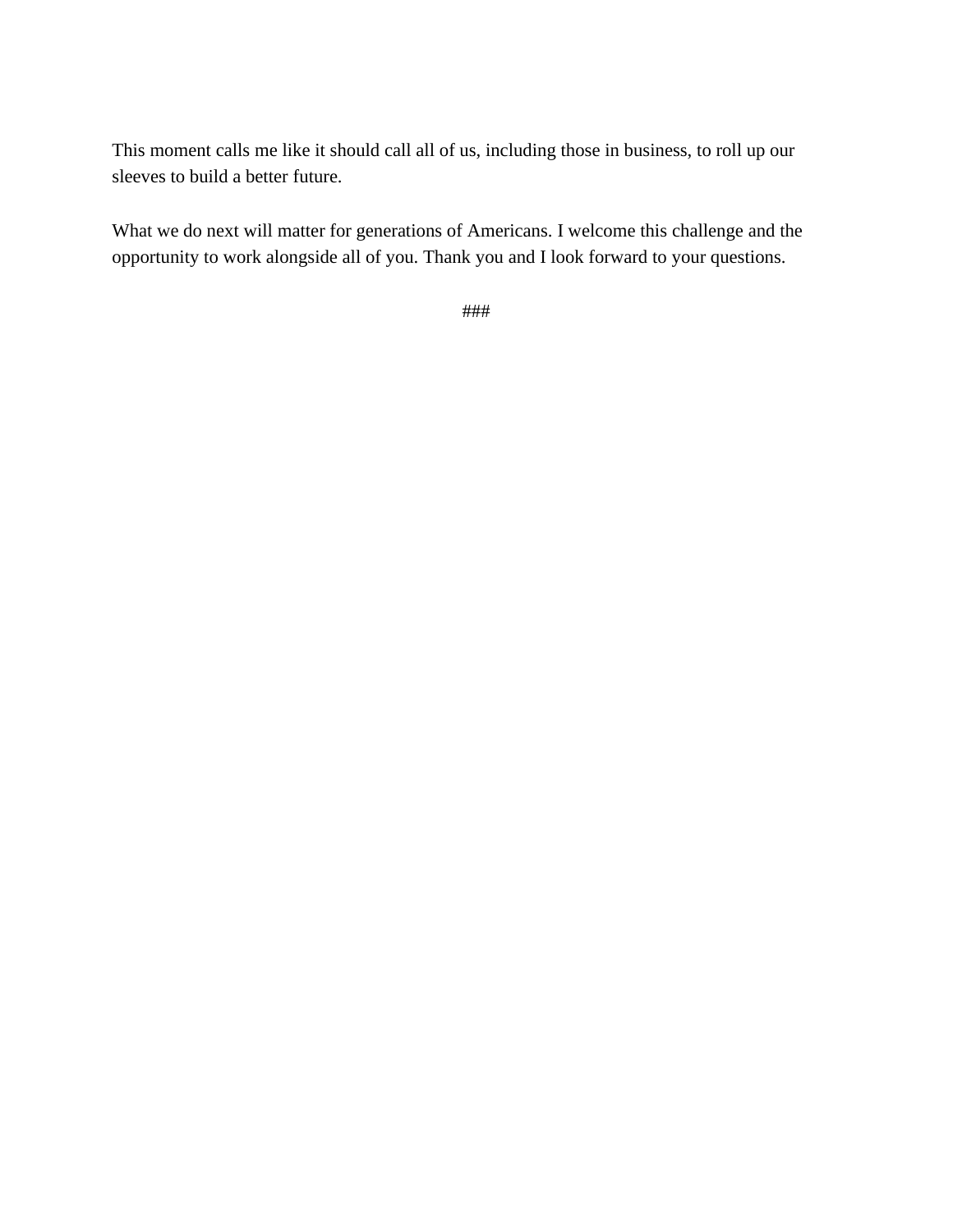This moment calls me like it should call all of us, including those in business, to roll up our sleeves to build a better future.

What we do next will matter for generations of Americans. I welcome this challenge and the opportunity to work alongside all of you. Thank you and I look forward to your questions.

###